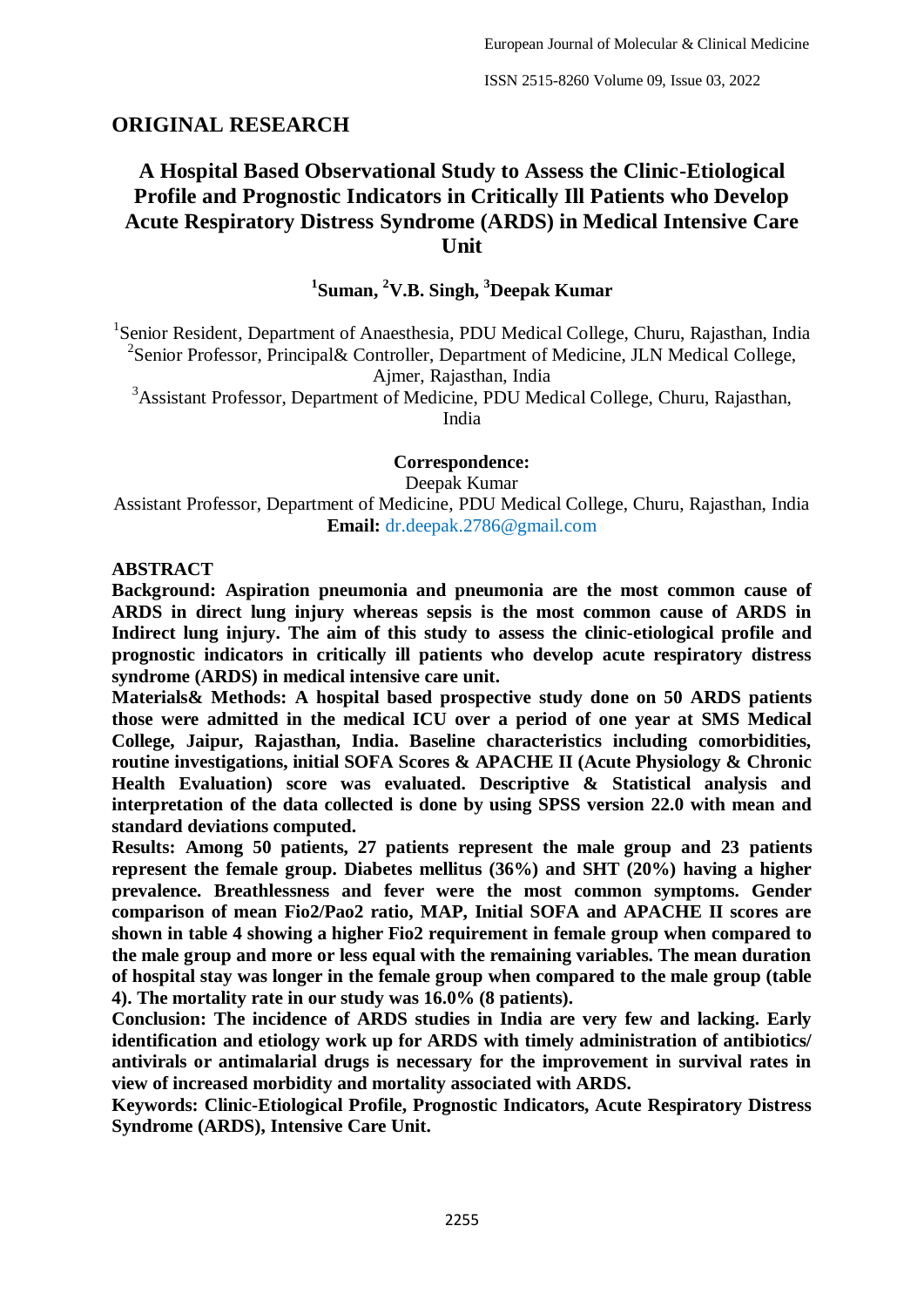## ORIGINAL RESEARCH

# A Hospital Based Observational Study to Assess the Clinic-Etiological Profile and Prognostic Indicators in Critically Ill Patients who Develop Acute Respiratory Distress Syndrome (ARDS) in Medical Intensive Care Unit

**[1]Suman, [2]V.B. Singh, [3]Deepak Kumar**

[1]Senior Resident, Department of Anaesthesia, PDU Medical College, Churu, Rajasthan, India
[2]Senior Professor, Principal& Controller, Department of Medicine, JLN Medical College, Ajmer, Rajasthan, India
[3]Assistant Professor, Department of Medicine, PDU Medical College, Churu, Rajasthan, India

**Correspondence:**
Deepak Kumar
Assistant Professor, Department of Medicine, PDU Medical College, Churu, Rajasthan, India
**Email:** dr.deepak.2786@gmail.com

### ABSTRACT

**Background: Aspiration pneumonia and pneumonia are the most common cause of ARDS in direct lung injury whereas sepsis is the most common cause of ARDS in Indirect lung injury. The aim of this study to assess the clinic-etiological profile and prognostic indicators in critically ill patients who develop acute respiratory distress syndrome (ARDS) in medical intensive care unit.**

**Materials& Methods: A hospital based prospective study done on 50 ARDS patients those were admitted in the medical ICU over a period of one year at SMS Medical College, Jaipur, Rajasthan, India. Baseline characteristics including comorbidities, routine investigations, initial SOFA Scores & APACHE II (Acute Physiology & Chronic Health Evaluation) score was evaluated. Descriptive & Statistical analysis and interpretation of the data collected is done by using SPSS version 22.0 with mean and standard deviations computed.**

**Results: Among 50 patients, 27 patients represent the male group and 23 patients represent the female group. Diabetes mellitus (36%) and SHT (20%) having a higher prevalence. Breathlessness and fever were the most common symptoms. Gender comparison of mean Fio2/Pao2 ratio, MAP, Initial SOFA and APACHE II scores are shown in table 4 showing a higher Fio2 requirement in female group when compared to the male group and more or less equal with the remaining variables. The mean duration of hospital stay was longer in the female group when compared to the male group (table 4). The mortality rate in our study was 16.0% (8 patients).**

**Conclusion: The incidence of ARDS studies in India are very few and lacking. Early identification and etiology work up for ARDS with timely administration of antibiotics/ antivirals or antimalarial drugs is necessary for the improvement in survival rates in view of increased morbidity and mortality associated with ARDS.**

**Keywords: Clinic-Etiological Profile, Prognostic Indicators, Acute Respiratory Distress Syndrome (ARDS), Intensive Care Unit.**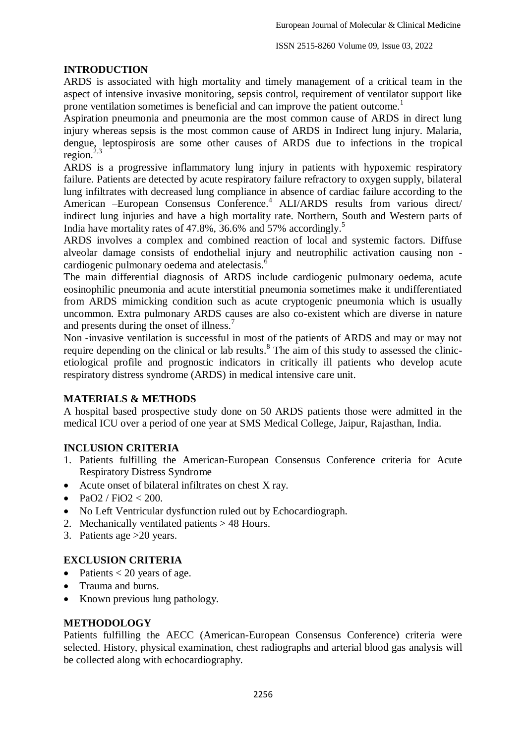## INTRODUCTION

ARDS is associated with high mortality and timely management of a critical team in the aspect of intensive invasive monitoring, sepsis control, requirement of ventilator support like prone ventilation sometimes is beneficial and can improve the patient outcome.[1]

Aspiration pneumonia and pneumonia are the most common cause of ARDS in direct lung injury whereas sepsis is the most common cause of ARDS in Indirect lung injury. Malaria, dengue, leptospirosis are some other causes of ARDS due to infections in the tropical region.[2,3]

ARDS is a progressive inflammatory lung injury in patients with hypoxemic respiratory failure. Patients are detected by acute respiratory failure refractory to oxygen supply, bilateral lung infiltrates with decreased lung compliance in absence of cardiac failure according to the American –European Consensus Conference.[4] ALI/ARDS results from various direct/ indirect lung injuries and have a high mortality rate. Northern, South and Western parts of India have mortality rates of 47.8%, 36.6% and 57% accordingly.[5]

ARDS involves a complex and combined reaction of local and systemic factors. Diffuse alveolar damage consists of endothelial injury and neutrophilic activation causing non - cardiogenic pulmonary oedema and atelectasis.[6]

The main differential diagnosis of ARDS include cardiogenic pulmonary oedema, acute eosinophilic pneumonia and acute interstitial pneumonia sometimes make it undifferentiated from ARDS mimicking condition such as acute cryptogenic pneumonia which is usually uncommon. Extra pulmonary ARDS causes are also co-existent which are diverse in nature and presents during the onset of illness.[7]

Non -invasive ventilation is successful in most of the patients of ARDS and may or may not require depending on the clinical or lab results.[8] The aim of this study to assessed the clinic-etiological profile and prognostic indicators in critically ill patients who develop acute respiratory distress syndrome (ARDS) in medical intensive care unit.

## MATERIALS & METHODS

A hospital based prospective study done on 50 ARDS patients those were admitted in the medical ICU over a period of one year at SMS Medical College, Jaipur, Rajasthan, India.

## INCLUSION CRITERIA

1. Patients fulfilling the American-European Consensus Conference criteria for Acute Respiratory Distress Syndrome
   - Acute onset of bilateral infiltrates on chest X ray.
   - $PaO_2 / FiO_2 < 200$.
   - No Left Ventricular dysfunction ruled out by Echocardiograph.
2. Mechanically ventilated patients > 48 Hours.
3. Patients age >20 years.

## EXCLUSION CRITERIA

- Patients < 20 years of age.
- Trauma and burns.
- Known previous lung pathology.

## METHODOLOGY

Patients fulfilling the AECC (American-European Consensus Conference) criteria were selected. History, physical examination, chest radiographs and arterial blood gas analysis will be collected along with echocardiography.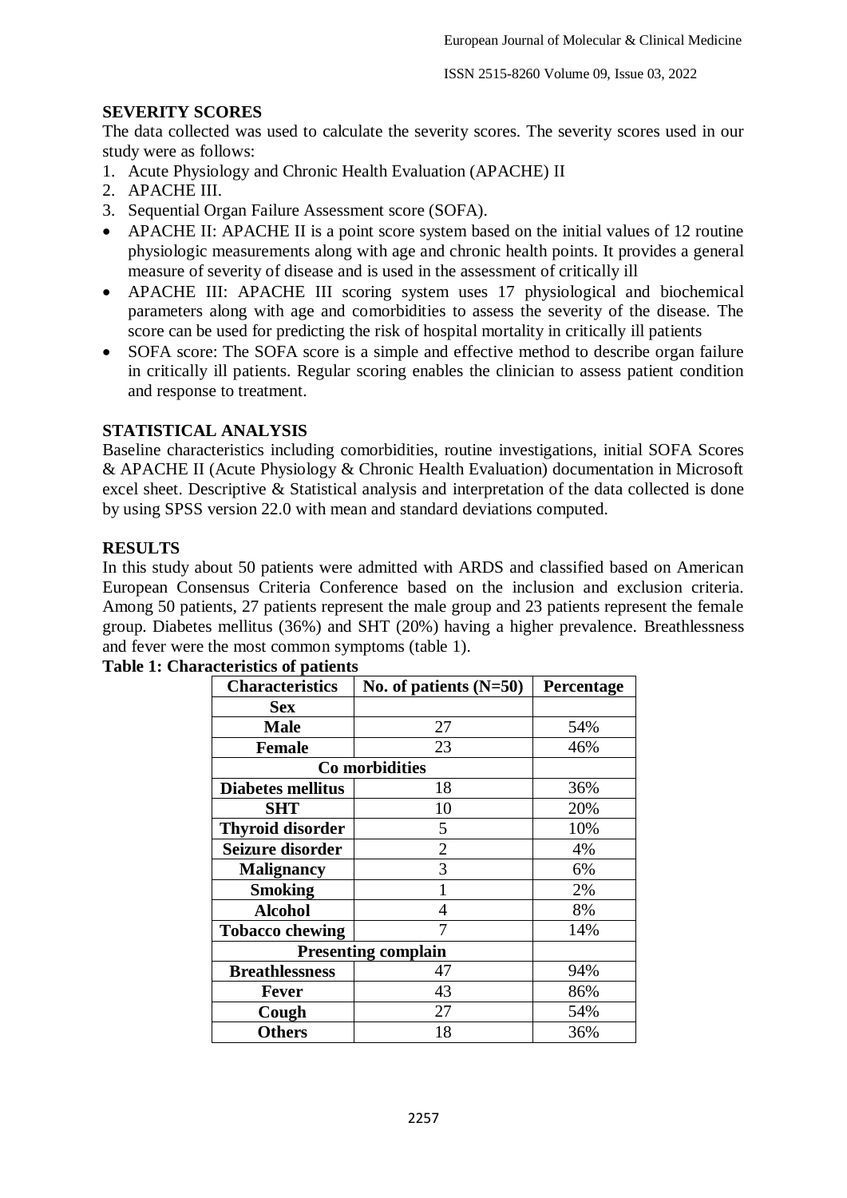## SEVERITY SCORES

The data collected was used to calculate the severity scores. The severity scores used in our study were as follows:

1. Acute Physiology and Chronic Health Evaluation (APACHE) II
2. APACHE III.
3. Sequential Organ Failure Assessment score (SOFA).

- APACHE II: APACHE II is a point score system based on the initial values of 12 routine physiologic measurements along with age and chronic health points. It provides a general measure of severity of disease and is used in the assessment of critically ill
- APACHE III: APACHE III scoring system uses 17 physiological and biochemical parameters along with age and comorbidities to assess the severity of the disease. The score can be used for predicting the risk of hospital mortality in critically ill patients
- SOFA score: The SOFA score is a simple and effective method to describe organ failure in critically ill patients. Regular scoring enables the clinician to assess patient condition and response to treatment.

## STATISTICAL ANALYSIS

Baseline characteristics including comorbidities, routine investigations, initial SOFA Scores & APACHE II (Acute Physiology & Chronic Health Evaluation) documentation in Microsoft excel sheet. Descriptive & Statistical analysis and interpretation of the data collected is done by using SPSS version 22.0 with mean and standard deviations computed.

## RESULTS

In this study about 50 patients were admitted with ARDS and classified based on American European Consensus Criteria Conference based on the inclusion and exclusion criteria. Among 50 patients, 27 patients represent the male group and 23 patients represent the female group. Diabetes mellitus (36%) and SHT (20%) having a higher prevalence. Breathlessness and fever were the most common symptoms (table 1).

**Table 1: Characteristics of patients**

| Characteristics | No. of patients (N=50) | Percentage |
|---|---|---|
| **Sex** | | |
| **Male** | 27 | 54% |
| **Female** | 23 | 46% |
| **Co morbidities** | | |
| **Diabetes mellitus** | 18 | 36% |
| **SHT** | 10 | 20% |
| **Thyroid disorder** | 5 | 10% |
| **Seizure disorder** | 2 | 4% |
| **Malignancy** | 3 | 6% |
| **Smoking** | 1 | 2% |
| **Alcohol** | 4 | 8% |
| **Tobacco chewing** | 7 | 14% |
| **Presenting complain** | | |
| **Breathlessness** | 47 | 94% |
| **Fever** | 43 | 86% |
| **Cough** | 27 | 54% |
| **Others** | 18 | 36% |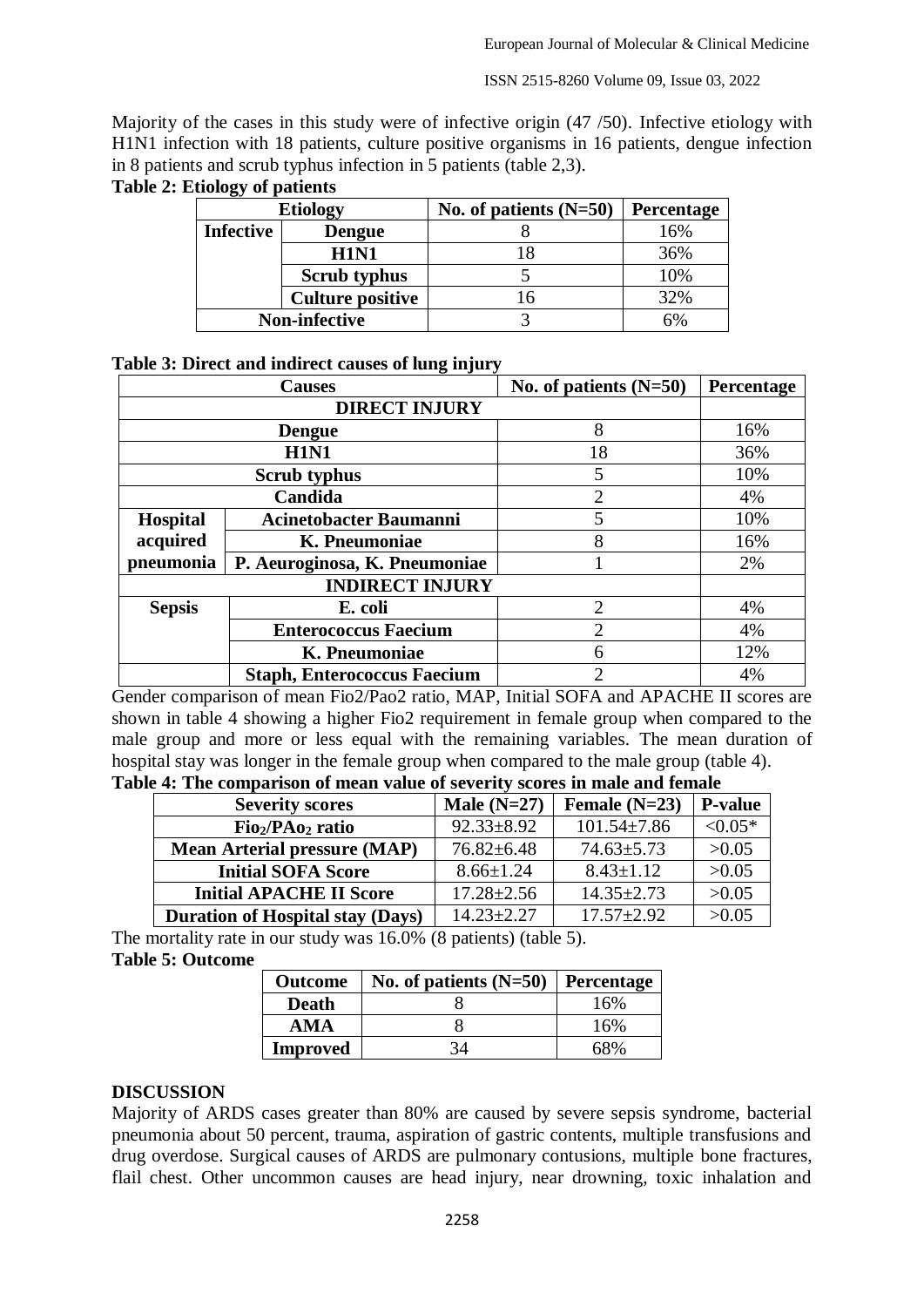Majority of the cases in this study were of infective origin (47 /50). Infective etiology with H1N1 infection with 18 patients, culture positive organisms in 16 patients, dengue infection in 8 patients and scrub typhus infection in 5 patients (table 2,3).

**Table 2: Etiology of patients**

| Etiology | | No. of patients (N=50) | Percentage |
|---|---|---|---|
| Infective | Dengue | 8 | 16% |
| | H1N1 | 18 | 36% |
| | Scrub typhus | 5 | 10% |
| | Culture positive | 16 | 32% |
| Non-infective | | 3 | 6% |

**Table 3: Direct and indirect causes of lung injury**

| Causes | | No. of patients (N=50) | Percentage |
|---|---|---|---|
| DIRECT INJURY | | | |
| Dengue | | 8 | 16% |
| H1N1 | | 18 | 36% |
| Scrub typhus | | 5 | 10% |
| Candida | | 2 | 4% |
| Hospital acquired pneumonia | Acinetobacter Baumanni | 5 | 10% |
| | K. Pneumoniae | 8 | 16% |
| | P. Aeuroginosa, K. Pneumoniae | 1 | 2% |
| INDIRECT INJURY | | | |
| Sepsis | E. coli | 2 | 4% |
| | Enterococcus Faecium | 2 | 4% |
| | K. Pneumoniae | 6 | 12% |
| | Staph, Enterococcus Faecium | 2 | 4% |

Gender comparison of mean Fio2/Pao2 ratio, MAP, Initial SOFA and APACHE II scores are shown in table 4 showing a higher Fio2 requirement in female group when compared to the male group and more or less equal with the remaining variables. The mean duration of hospital stay was longer in the female group when compared to the male group (table 4).

**Table 4: The comparison of mean value of severity scores in male and female**

| Severity scores | Male (N=27) | Female (N=23) | P-value |
|---|---|---|---|
| $Fio_2/PAo_2$ ratio | 92.33±8.92 | 101.54±7.86 | <0.05* |
| Mean Arterial pressure (MAP) | 76.82±6.48 | 74.63±5.73 | >0.05 |
| Initial SOFA Score | 8.66±1.24 | 8.43±1.12 | >0.05 |
| Initial APACHE II Score | 17.28±2.56 | 14.35±2.73 | >0.05 |
| Duration of Hospital stay (Days) | 14.23±2.27 | 17.57±2.92 | >0.05 |

The mortality rate in our study was 16.0% (8 patients) (table 5).

**Table 5: Outcome**

| Outcome | No. of patients (N=50) | Percentage |
|---|---|---|
| Death | 8 | 16% |
| AMA | 8 | 16% |
| Improved | 34 | 68% |

## DISCUSSION

Majority of ARDS cases greater than 80% are caused by severe sepsis syndrome, bacterial pneumonia about 50 percent, trauma, aspiration of gastric contents, multiple transfusions and drug overdose. Surgical causes of ARDS are pulmonary contusions, multiple bone fractures, flail chest. Other uncommon causes are head injury, near drowning, toxic inhalation and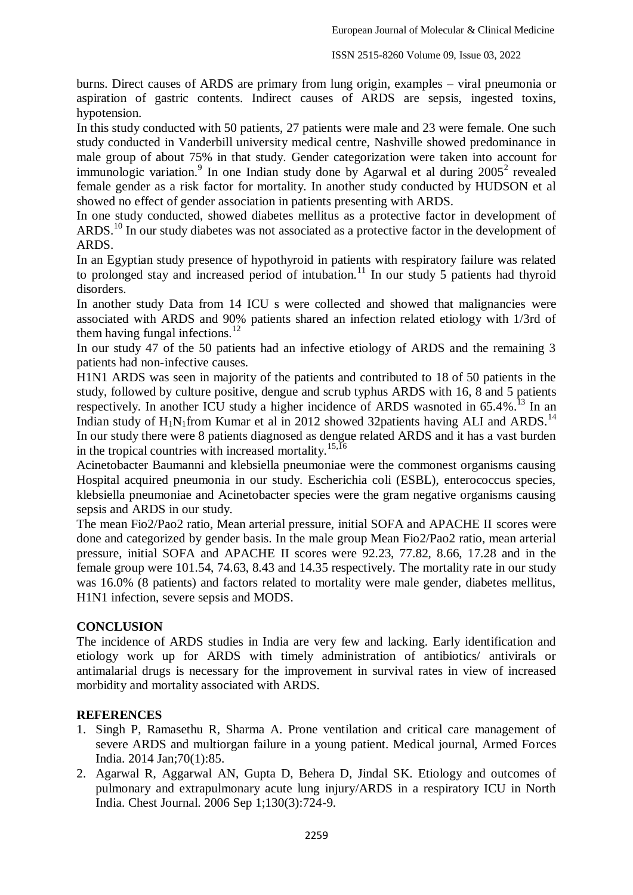burns. Direct causes of ARDS are primary from lung origin, examples – viral pneumonia or aspiration of gastric contents. Indirect causes of ARDS are sepsis, ingested toxins, hypotension.

In this study conducted with 50 patients, 27 patients were male and 23 were female. One such study conducted in Vanderbill university medical centre, Nashville showed predominance in male group of about 75% in that study. Gender categorization were taken into account for immunologic variation.[9] In one Indian study done by Agarwal et al during 2005[2] revealed female gender as a risk factor for mortality. In another study conducted by HUDSON et al showed no effect of gender association in patients presenting with ARDS.

In one study conducted, showed diabetes mellitus as a protective factor in development of ARDS.[10] In our study diabetes was not associated as a protective factor in the development of ARDS.

In an Egyptian study presence of hypothyroid in patients with respiratory failure was related to prolonged stay and increased period of intubation.[11] In our study 5 patients had thyroid disorders.

In another study Data from 14 ICU s were collected and showed that malignancies were associated with ARDS and 90% patients shared an infection related etiology with 1/3rd of them having fungal infections.[12]

In our study 47 of the 50 patients had an infective etiology of ARDS and the remaining 3 patients had non-infective causes.

H1N1 ARDS was seen in majority of the patients and contributed to 18 of 50 patients in the study, followed by culture positive, dengue and scrub typhus ARDS with 16, 8 and 5 patients respectively. In another ICU study a higher incidence of ARDS wasnoted in 65.4%.[13] In an Indian study of $H_1N_1$from Kumar et al in 2012 showed 32patients having ALI and ARDS.[14] In our study there were 8 patients diagnosed as dengue related ARDS and it has a vast burden in the tropical countries with increased mortality.[15,16]

Acinetobacter Baumanni and klebsiella pneumoniae were the commonest organisms causing Hospital acquired pneumonia in our study. Escherichia coli (ESBL), enterococcus species, klebsiella pneumoniae and Acinetobacter species were the gram negative organisms causing sepsis and ARDS in our study.

The mean Fio2/Pao2 ratio, Mean arterial pressure, initial SOFA and APACHE II scores were done and categorized by gender basis. In the male group Mean Fio2/Pao2 ratio, mean arterial pressure, initial SOFA and APACHE II scores were 92.23, 77.82, 8.66, 17.28 and in the female group were 101.54, 74.63, 8.43 and 14.35 respectively. The mortality rate in our study was 16.0% (8 patients) and factors related to mortality were male gender, diabetes mellitus, H1N1 infection, severe sepsis and MODS.

## CONCLUSION

The incidence of ARDS studies in India are very few and lacking. Early identification and etiology work up for ARDS with timely administration of antibiotics/ antivirals or antimalarial drugs is necessary for the improvement in survival rates in view of increased morbidity and mortality associated with ARDS.

## REFERENCES

1. Singh P, Ramasethu R, Sharma A. Prone ventilation and critical care management of severe ARDS and multiorgan failure in a young patient. Medical journal, Armed Forces India. 2014 Jan;70(1):85.
2. Agarwal R, Aggarwal AN, Gupta D, Behera D, Jindal SK. Etiology and outcomes of pulmonary and extrapulmonary acute lung injury/ARDS in a respiratory ICU in North India. Chest Journal. 2006 Sep 1;130(3):724-9.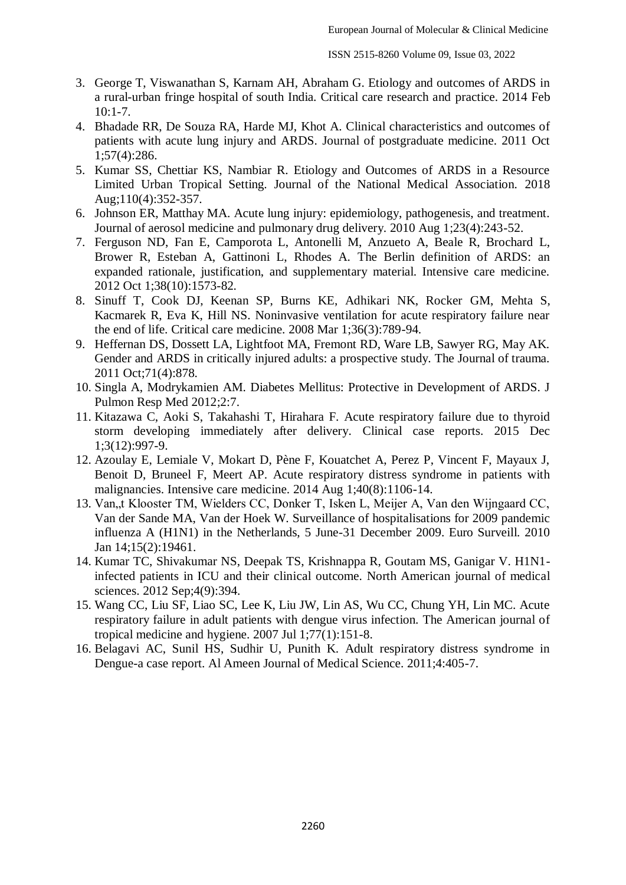3. George T, Viswanathan S, Karnam AH, Abraham G. Etiology and outcomes of ARDS in a rural-urban fringe hospital of south India. Critical care research and practice. 2014 Feb 10:1-7.
4. Bhadade RR, De Souza RA, Harde MJ, Khot A. Clinical characteristics and outcomes of patients with acute lung injury and ARDS. Journal of postgraduate medicine. 2011 Oct 1;57(4):286.
5. Kumar SS, Chettiar KS, Nambiar R. Etiology and Outcomes of ARDS in a Resource Limited Urban Tropical Setting. Journal of the National Medical Association. 2018 Aug;110(4):352-357.
6. Johnson ER, Matthay MA. Acute lung injury: epidemiology, pathogenesis, and treatment. Journal of aerosol medicine and pulmonary drug delivery. 2010 Aug 1;23(4):243-52.
7. Ferguson ND, Fan E, Camporota L, Antonelli M, Anzueto A, Beale R, Brochard L, Brower R, Esteban A, Gattinoni L, Rhodes A. The Berlin definition of ARDS: an expanded rationale, justification, and supplementary material. Intensive care medicine. 2012 Oct 1;38(10):1573-82.
8. Sinuff T, Cook DJ, Keenan SP, Burns KE, Adhikari NK, Rocker GM, Mehta S, Kacmarek R, Eva K, Hill NS. Noninvasive ventilation for acute respiratory failure near the end of life. Critical care medicine. 2008 Mar 1;36(3):789-94.
9. Heffernan DS, Dossett LA, Lightfoot MA, Fremont RD, Ware LB, Sawyer RG, May AK. Gender and ARDS in critically injured adults: a prospective study. The Journal of trauma. 2011 Oct;71(4):878.
10. Singla A, Modrykamien AM. Diabetes Mellitus: Protective in Development of ARDS. J Pulmon Resp Med 2012;2:7.
11. Kitazawa C, Aoki S, Takahashi T, Hirahara F. Acute respiratory failure due to thyroid storm developing immediately after delivery. Clinical case reports. 2015 Dec 1;3(12):997-9.
12. Azoulay E, Lemiale V, Mokart D, Pène F, Kouatchet A, Perez P, Vincent F, Mayaux J, Benoit D, Bruneel F, Meert AP. Acute respiratory distress syndrome in patients with malignancies. Intensive care medicine. 2014 Aug 1;40(8):1106-14.
13. Van„t Klooster TM, Wielders CC, Donker T, Isken L, Meijer A, Van den Wijngaard CC, Van der Sande MA, Van der Hoek W. Surveillance of hospitalisations for 2009 pandemic influenza A (H1N1) in the Netherlands, 5 June-31 December 2009. Euro Surveill. 2010 Jan 14;15(2):19461.
14. Kumar TC, Shivakumar NS, Deepak TS, Krishnappa R, Goutam MS, Ganigar V. H1N1-infected patients in ICU and their clinical outcome. North American journal of medical sciences. 2012 Sep;4(9):394.
15. Wang CC, Liu SF, Liao SC, Lee K, Liu JW, Lin AS, Wu CC, Chung YH, Lin MC. Acute respiratory failure in adult patients with dengue virus infection. The American journal of tropical medicine and hygiene. 2007 Jul 1;77(1):151-8.
16. Belagavi AC, Sunil HS, Sudhir U, Punith K. Adult respiratory distress syndrome in Dengue-a case report. Al Ameen Journal of Medical Science. 2011;4:405-7.